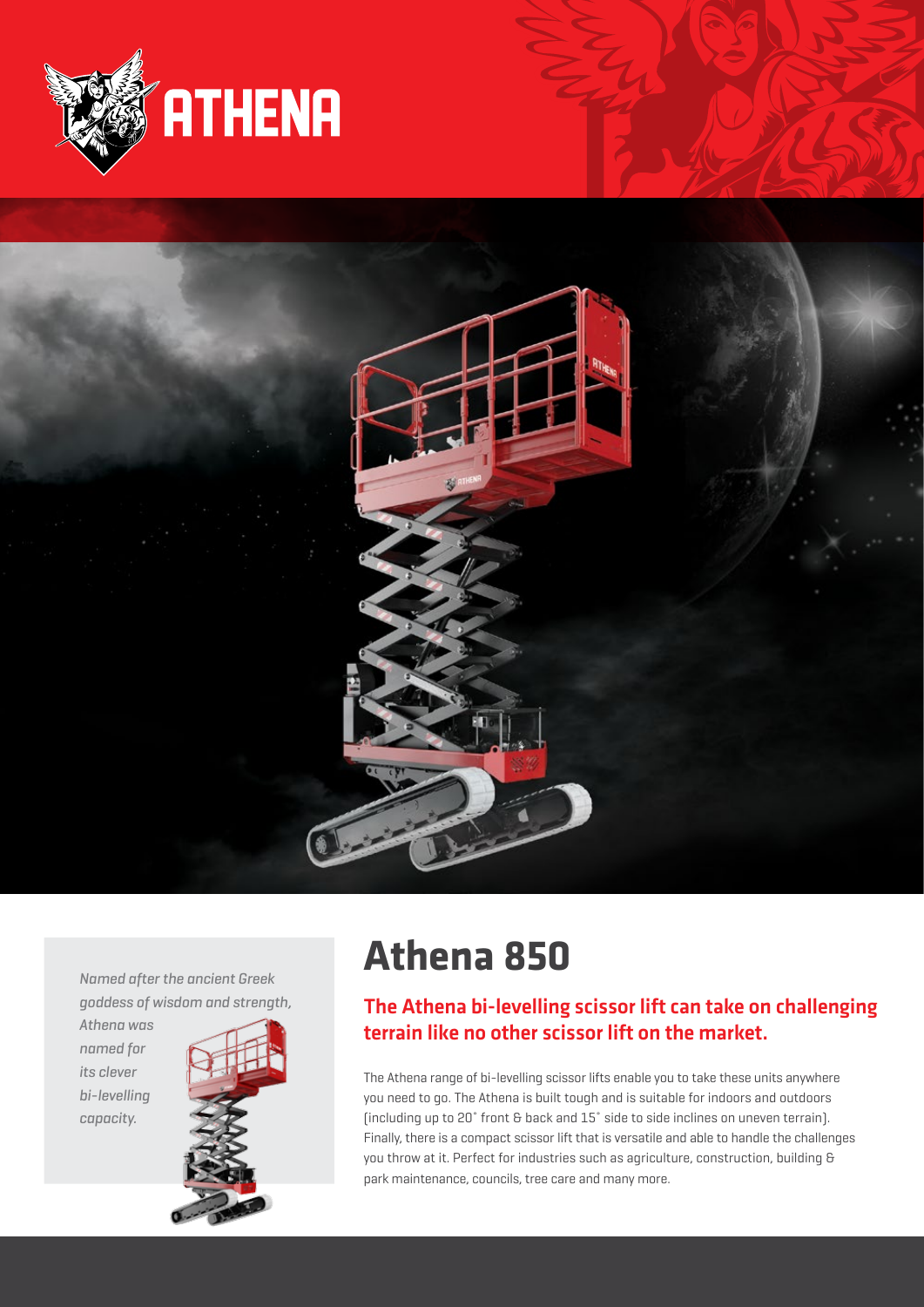# ATHENA

*Named after the ancient Greek goddess of wisdom and strength, Athena was named for its clever bi-levelling capacity.*

## Athena 850

### The Athena bi-levelling scissor lift can take on challenging terrain like no other scissor lift on the market.

The Athena range of bi-levelling scissor lifts enable you to take these units anywhere you need to go. The Athena is built tough and is suitable for indoors and outdoors (including up to 20˚ front & back and 15˚ side to side inclines on uneven terrain). Finally, there is a compact scissor lift that is versatile and able to handle the challenges you throw at it. Perfect for industries such as agriculture, construction, building & park maintenance, councils, tree care and many more.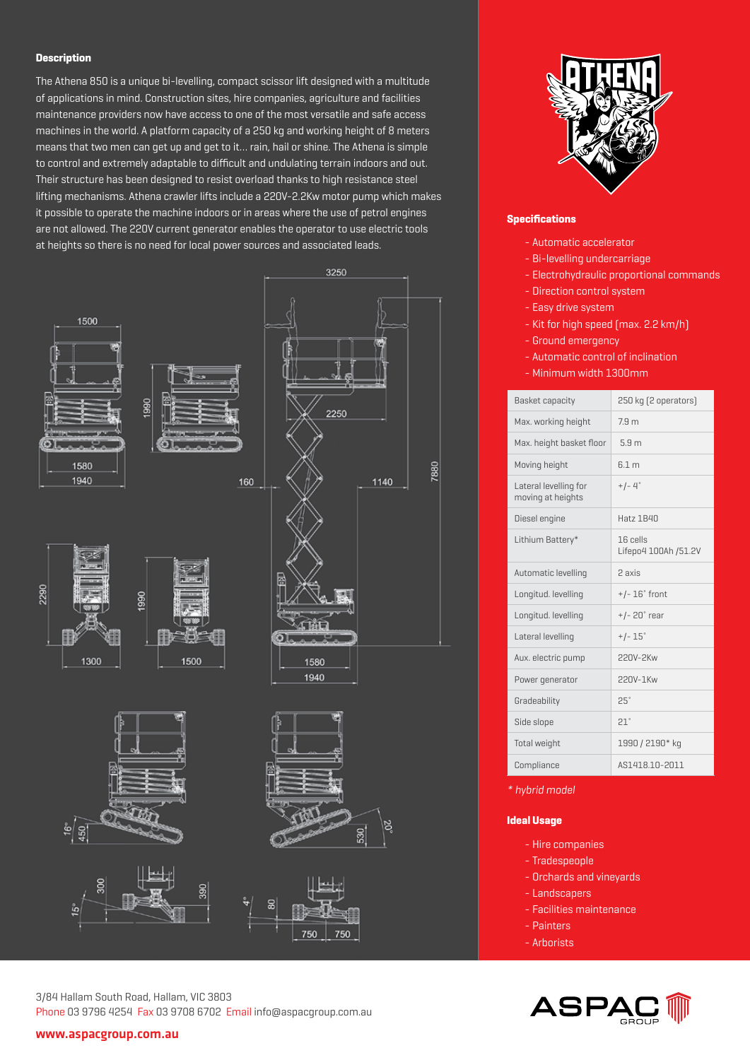## Description

The Athena 850 is a unique bi-levelling, compact scissor lift designed with a multitude of applications in mind. Construction sites, hire companies, agriculture and facilities maintenance providers now have access to one of the most versatile and safe access machines in the world. A platform capacity of a 250 kg and working height of 8 meters means that two men can get up and get to it... rain, hail or shine. The Athena is simple to control and extremely adaptable to difficult and undulating terrain indoors and out. Their structure has been designed to resist overload thanks to high resistance steel lifting mechanisms. Athena crawler lifts include a 220V-2.2Kw motor pump which makes it possible to operate the machine indoors or in areas where the use of petrol engines are not allowed. The 220V current generator enables the operator to use electric tools at heights so there is no need for local power sources and associated leads.

1500
1990
1580
1940
3250
2250
160
1140
7880
2290
1990
1300
1500
1580
1940
16°
450
530
20°
300
15°
390
4°
80
750
750

ATHENA

## Specifications

- Automatic accelerator
- Bi-levelling undercarriage
- Electrohydraulic proportional commands
- Direction control system
- Easy drive system
- Kit for high speed (max. 2.2 km/h)
- Ground emergency
- Automatic control of inclination
- Minimum width 1300mm

| | |
|---|---|
| Basket capacity | 250 kg (2 operators) |
| Max. working height | 7.9 m |
| Max. height basket floor | 5.9 m |
| Moving height | 6.1 m |
| Lateral levelling for moving at heights | +/- 4° |
| Diesel engine | Hatz 1B40 |
| Lithium Battery* | 16 cells Lifepo4 100Ah /51.2V |
| Automatic levelling | 2 axis |
| Longitud. levelling | +/- 16° front |
| Longitud. levelling | +/- 20° rear |
| Lateral levelling | +/- 15° |
| Aux. electric pump | 220V-2Kw |
| Power generator | 220V-1Kw |
| Gradeability | 25° |
| Side slope | 21° |
| Total weight | 1990 / 2190* kg |
| Compliance | AS1418.10-2011 |

*\* hybrid model*

## Ideal Usage

- Hire companies
- Tradespeople
- Orchards and vineyards
- Landscapers
- Facilities maintenance
- Painters
- Arborists

3/84 Hallam South Road, Hallam, VIC 3803
Phone 03 9796 4254 Fax 03 9708 6702 Email info@aspacgroup.com.au

**www.aspacgroup.com.au**

ASPAC GROUP